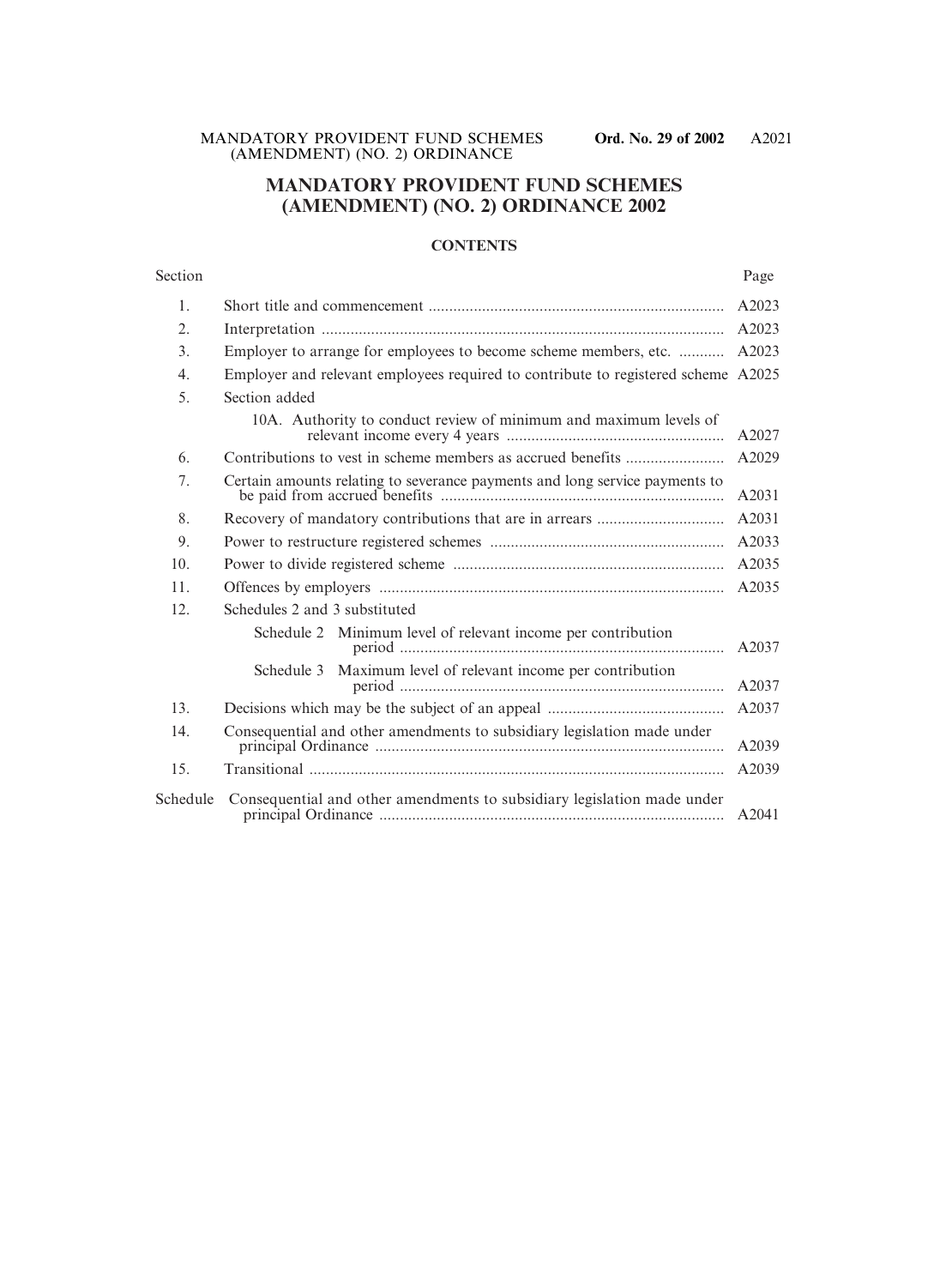# MANDATORY PROVIDENT FUND SCHEMES (AMENDMENT) (NO. 2) ORDINANCE 2002

## CONTENTS

| Section | | Page |
|---|---|---|
| 1. | Short title and commencement | A2023 |
| 2. | Interpretation | A2023 |
| 3. | Employer to arrange for employees to become scheme members, etc. | A2023 |
| 4. | Employer and relevant employees required to contribute to registered scheme | A2025 |
| 5. | Section added | |
| | 10A. Authority to conduct review of minimum and maximum levels of relevant income every 4 years | A2027 |
| 6. | Contributions to vest in scheme members as accrued benefits | A2029 |
| 7. | Certain amounts relating to severance payments and long service payments to be paid from accrued benefits | A2031 |
| 8. | Recovery of mandatory contributions that are in arrears | A2031 |
| 9. | Power to restructure registered schemes | A2033 |
| 10. | Power to divide registered scheme | A2035 |
| 11. | Offences by employers | A2035 |
| 12. | Schedules 2 and 3 substituted | |
| | Schedule 2 Minimum level of relevant income per contribution period | A2037 |
| | Schedule 3 Maximum level of relevant income per contribution period | A2037 |
| 13. | Decisions which may be the subject of an appeal | A2037 |
| 14. | Consequential and other amendments to subsidiary legislation made under principal Ordinance | A2039 |
| 15. | Transitional | A2039 |
| Schedule | Consequential and other amendments to subsidiary legislation made under principal Ordinance | A2041 |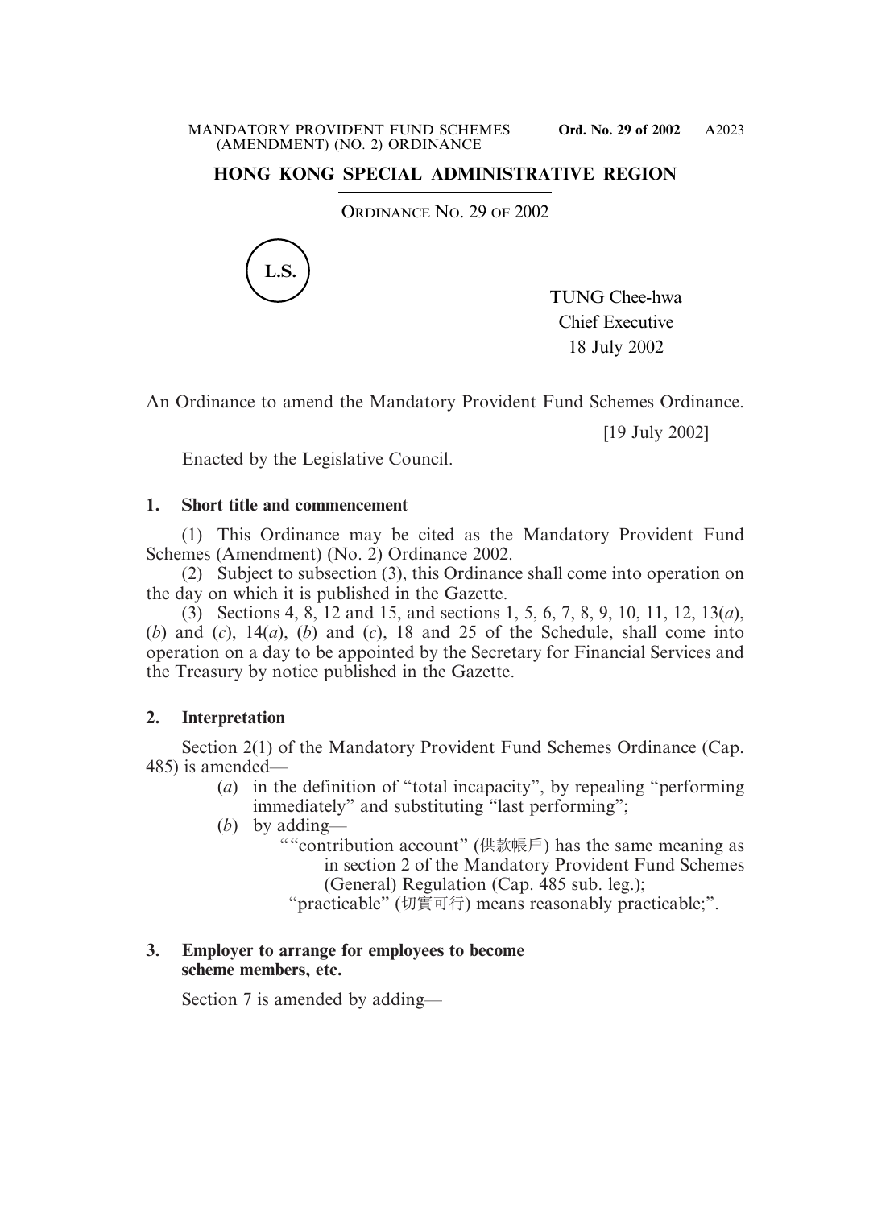## HONG KONG SPECIAL ADMINISTRATIVE REGION

ORDINANCE NO. 29 OF 2002

L.S.

TUNG Chee-hwa
Chief Executive
18 July 2002

An Ordinance to amend the Mandatory Provident Fund Schemes Ordinance.

[19 July 2002]

Enacted by the Legislative Council.

### 1. Short title and commencement

(1) This Ordinance may be cited as the Mandatory Provident Fund Schemes (Amendment) (No. 2) Ordinance 2002.

(2) Subject to subsection (3), this Ordinance shall come into operation on the day on which it is published in the Gazette.

(3) Sections 4, 8, 12 and 15, and sections 1, 5, 6, 7, 8, 9, 10, 11, 12, 13(*a*), (*b*) and (*c*), 14(*a*), (*b*) and (*c*), 18 and 25 of the Schedule, shall come into operation on a day to be appointed by the Secretary for Financial Services and the Treasury by notice published in the Gazette.

### 2. Interpretation

Section 2(1) of the Mandatory Provident Fund Schemes Ordinance (Cap. 485) is amended—

(*a*) in the definition of "total incapacity", by repealing "performing immediately" and substituting "last performing";

(*b*) by adding—

""contribution account" (供款帳戶) has the same meaning as in section 2 of the Mandatory Provident Fund Schemes (General) Regulation (Cap. 485 sub. leg.);

"practicable" (切實可行) means reasonably practicable;".

### 3. Employer to arrange for employees to become scheme members, etc.

Section 7 is amended by adding—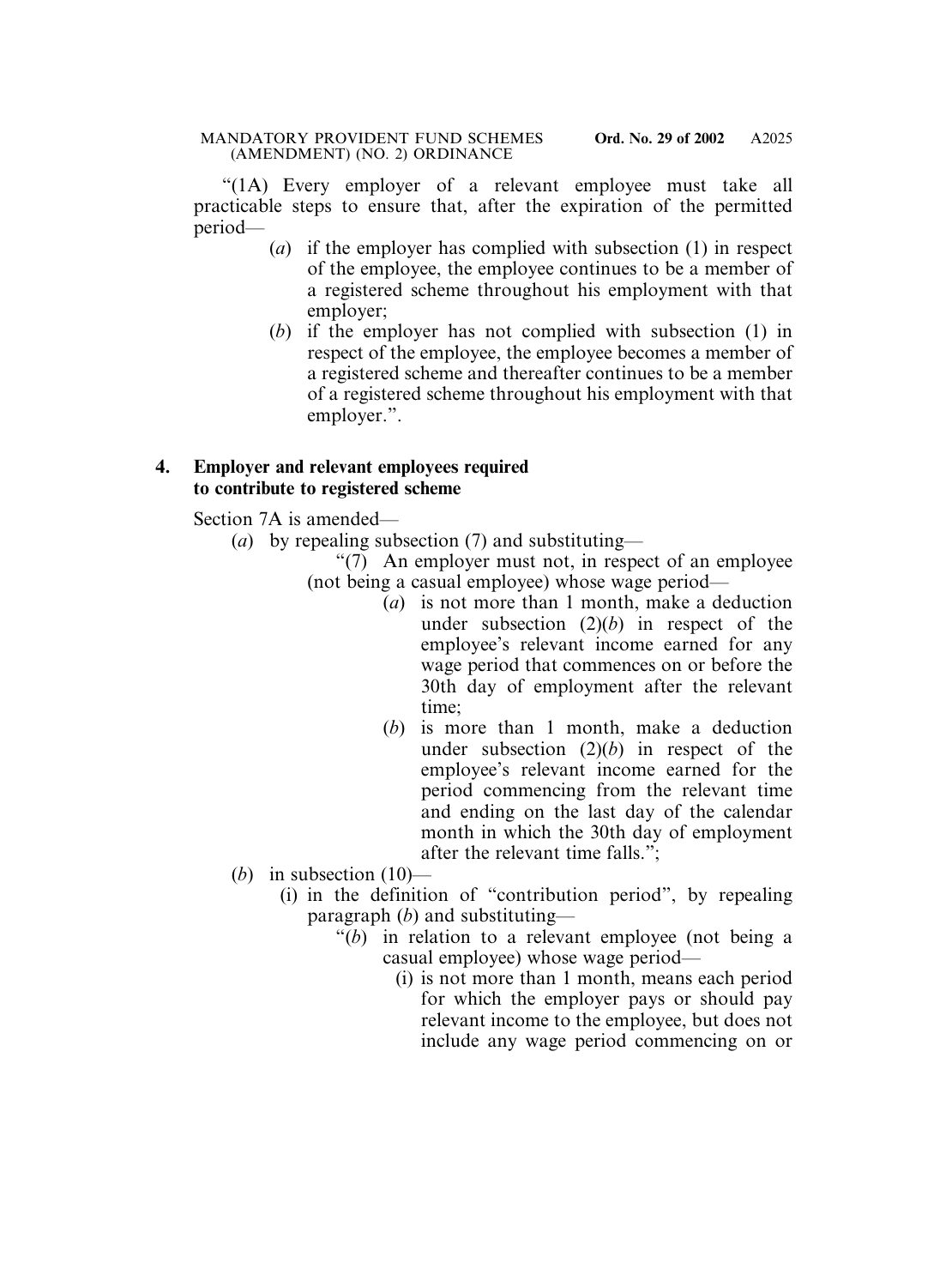"(1A) Every employer of a relevant employee must take all practicable steps to ensure that, after the expiration of the permitted period—

- (*a*) if the employer has complied with subsection (1) in respect of the employee, the employee continues to be a member of a registered scheme throughout his employment with that employer;
- (*b*) if the employer has not complied with subsection (1) in respect of the employee, the employee becomes a member of a registered scheme and thereafter continues to be a member of a registered scheme throughout his employment with that employer.".

**4. Employer and relevant employees required to contribute to registered scheme**

Section 7A is amended—

- (*a*) by repealing subsection (7) and substituting—
  - "(7) An employer must not, in respect of an employee (not being a casual employee) whose wage period—
    - (*a*) is not more than 1 month, make a deduction under subsection (2)(*b*) in respect of the employee's relevant income earned for any wage period that commences on or before the 30th day of employment after the relevant time;
    - (*b*) is more than 1 month, make a deduction under subsection (2)(*b*) in respect of the employee's relevant income earned for the period commencing from the relevant time and ending on the last day of the calendar month in which the 30th day of employment after the relevant time falls.";
- (*b*) in subsection (10)—
  - (i) in the definition of "contribution period", by repealing paragraph (*b*) and substituting—
    - "(*b*) in relation to a relevant employee (not being a casual employee) whose wage period—
      - (i) is not more than 1 month, means each period for which the employer pays or should pay relevant income to the employee, but does not include any wage period commencing on or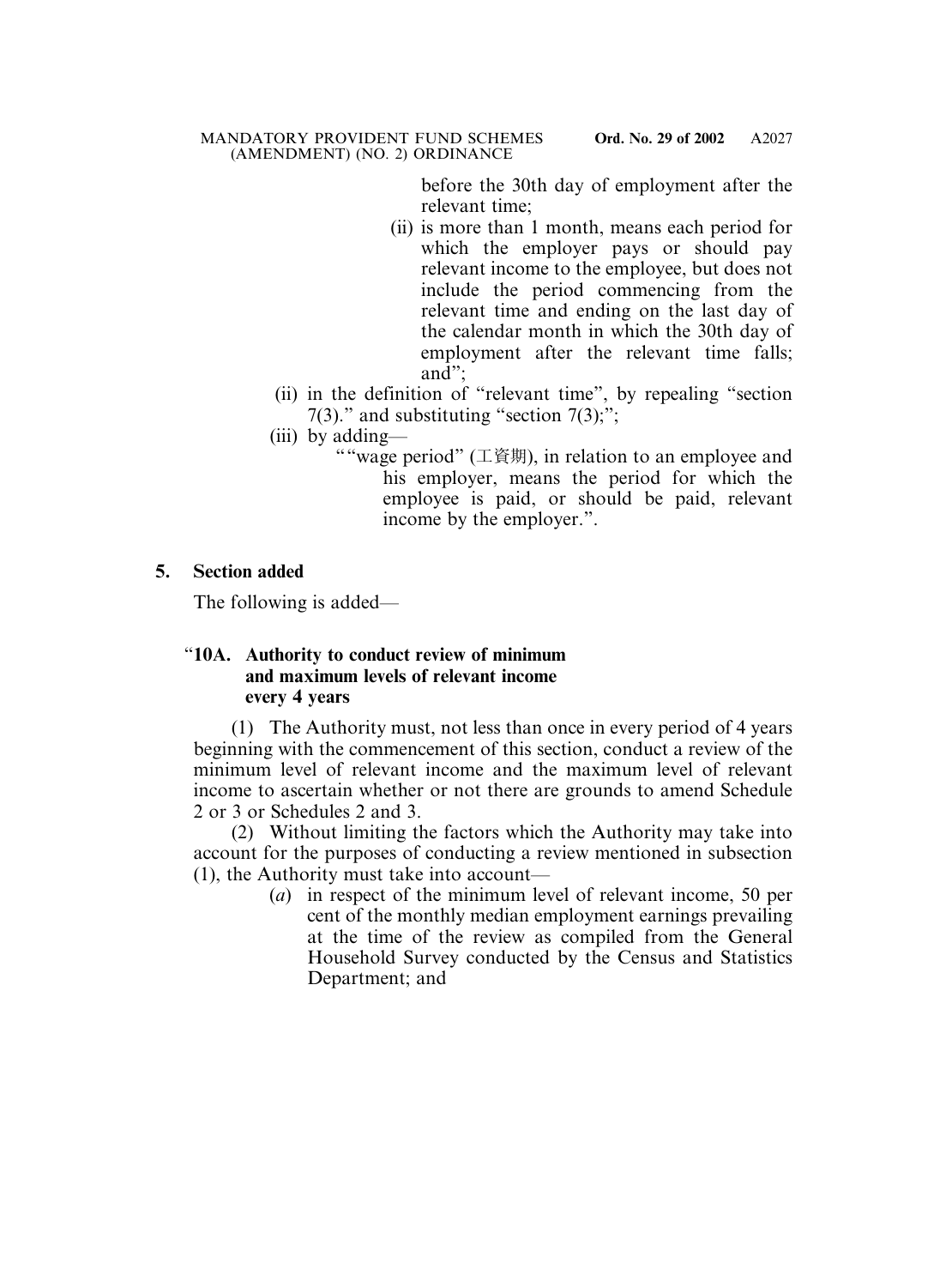before the 30th day of employment after the relevant time;

(ii) is more than 1 month, means each period for which the employer pays or should pay relevant income to the employee, but does not include the period commencing from the relevant time and ending on the last day of the calendar month in which the 30th day of employment after the relevant time falls; and";

(ii) in the definition of "relevant time", by repealing "section 7(3)." and substituting "section 7(3);";

(iii) by adding—

""wage period" (工資期), in relation to an employee and his employer, means the period for which the employee is paid, or should be paid, relevant income by the employer.".

**5. Section added**

The following is added—

"**10A. Authority to conduct review of minimum and maximum levels of relevant income every 4 years**

(1) The Authority must, not less than once in every period of 4 years beginning with the commencement of this section, conduct a review of the minimum level of relevant income and the maximum level of relevant income to ascertain whether or not there are grounds to amend Schedule 2 or 3 or Schedules 2 and 3.

(2) Without limiting the factors which the Authority may take into account for the purposes of conducting a review mentioned in subsection (1), the Authority must take into account—

(*a*) in respect of the minimum level of relevant income, 50 per cent of the monthly median employment earnings prevailing at the time of the review as compiled from the General Household Survey conducted by the Census and Statistics Department; and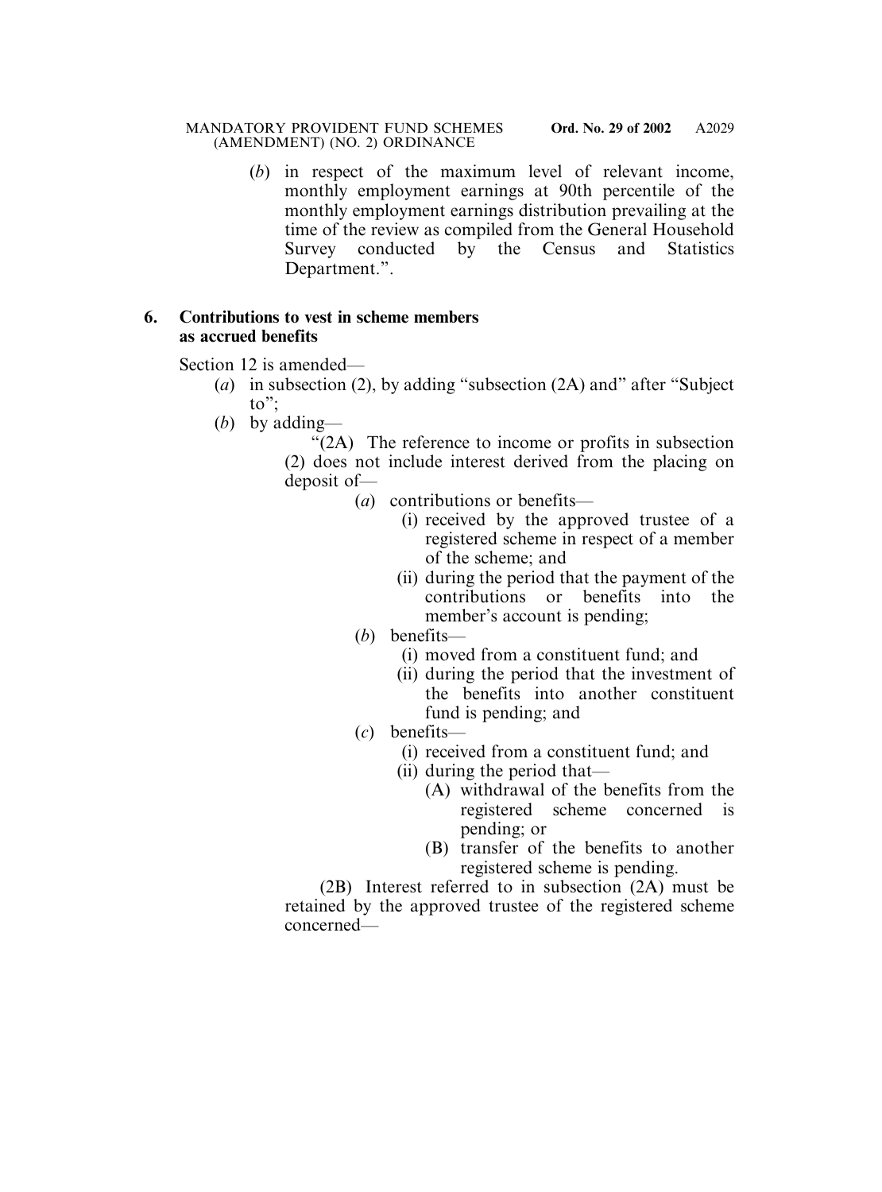(*b*) in respect of the maximum level of relevant income, monthly employment earnings at 90th percentile of the monthly employment earnings distribution prevailing at the time of the review as compiled from the General Household Survey conducted by the Census and Statistics Department.".

**6. Contributions to vest in scheme members as accrued benefits**

Section 12 is amended—

(*a*) in subsection (2), by adding "subsection (2A) and" after "Subject to";

(*b*) by adding—

"(2A) The reference to income or profits in subsection (2) does not include interest derived from the placing on deposit of—

(*a*) contributions or benefits—

(i) received by the approved trustee of a registered scheme in respect of a member of the scheme; and

(ii) during the period that the payment of the contributions or benefits into the member's account is pending;

(*b*) benefits—

(i) moved from a constituent fund; and

(ii) during the period that the investment of the benefits into another constituent fund is pending; and

(*c*) benefits—

(i) received from a constituent fund; and

(ii) during the period that—

(A) withdrawal of the benefits from the registered scheme concerned is pending; or

(B) transfer of the benefits to another registered scheme is pending.

(2B) Interest referred to in subsection (2A) must be retained by the approved trustee of the registered scheme concerned—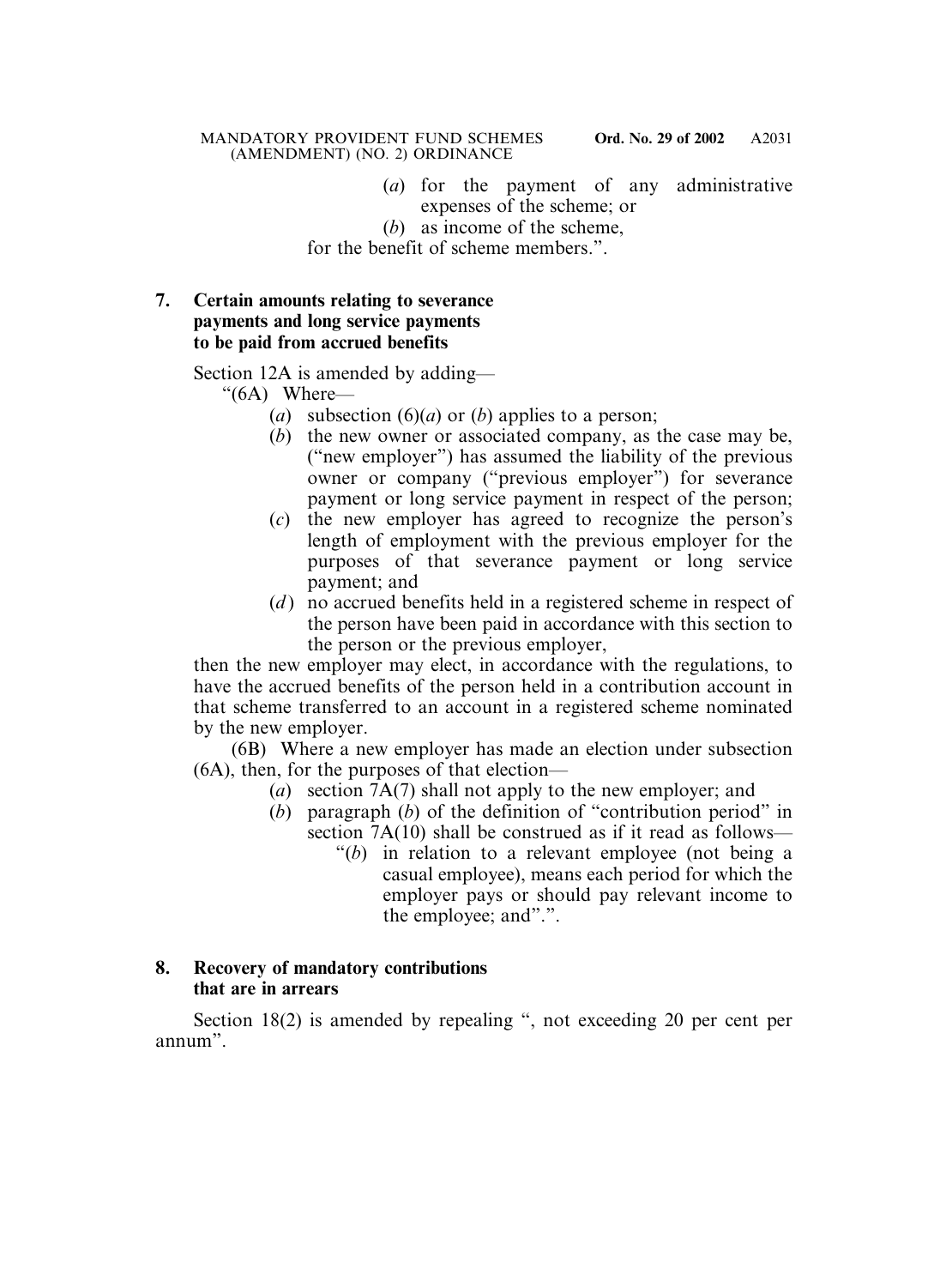(*a*) for the payment of any administrative expenses of the scheme; or

(*b*) as income of the scheme,

for the benefit of scheme members.”.

**7. Certain amounts relating to severance payments and long service payments to be paid from accrued benefits**

Section 12A is amended by adding—

“(6A) Where—

(*a*) subsection (6)(*a*) or (*b*) applies to a person;

(*b*) the new owner or associated company, as the case may be, (“new employer”) has assumed the liability of the previous owner or company (“previous employer”) for severance payment or long service payment in respect of the person;

(*c*) the new employer has agreed to recognize the person’s length of employment with the previous employer for the purposes of that severance payment or long service payment; and

(*d*) no accrued benefits held in a registered scheme in respect of the person have been paid in accordance with this section to the person or the previous employer,

then the new employer may elect, in accordance with the regulations, to have the accrued benefits of the person held in a contribution account in that scheme transferred to an account in a registered scheme nominated by the new employer.

(6B) Where a new employer has made an election under subsection (6A), then, for the purposes of that election—

(*a*) section 7A(7) shall not apply to the new employer; and

(*b*) paragraph (*b*) of the definition of “contribution period” in section 7A(10) shall be construed as if it read as follows—

“(*b*) in relation to a relevant employee (not being a casual employee), means each period for which the employer pays or should pay relevant income to the employee; and”.”.

**8. Recovery of mandatory contributions that are in arrears**

Section 18(2) is amended by repealing “, not exceeding 20 per cent per annum”.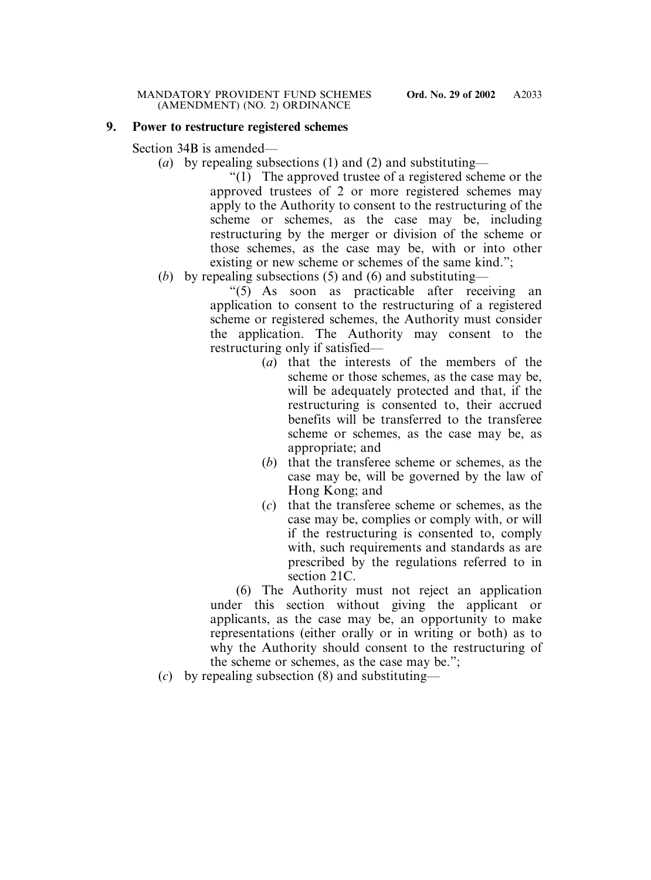## 9. Power to restructure registered schemes

Section 34B is amended—

(*a*) by repealing subsections (1) and (2) and substituting—

> "(1) The approved trustee of a registered scheme or the approved trustees of 2 or more registered schemes may apply to the Authority to consent to the restructuring of the scheme or schemes, as the case may be, including restructuring by the merger or division of the scheme or those schemes, as the case may be, with or into other existing or new scheme or schemes of the same kind.";

(*b*) by repealing subsections (5) and (6) and substituting—

> "(5) As soon as practicable after receiving an application to consent to the restructuring of a registered scheme or registered schemes, the Authority must consider the application. The Authority may consent to the restructuring only if satisfied—
>
> (*a*) that the interests of the members of the scheme or those schemes, as the case may be, will be adequately protected and that, if the restructuring is consented to, their accrued benefits will be transferred to the transferee scheme or schemes, as the case may be, as appropriate; and
>
> (*b*) that the transferee scheme or schemes, as the case may be, will be governed by the law of Hong Kong; and
>
> (*c*) that the transferee scheme or schemes, as the case may be, complies or comply with, or will if the restructuring is consented to, comply with, such requirements and standards as are prescribed by the regulations referred to in section 21C.
>
> (6) The Authority must not reject an application under this section without giving the applicant or applicants, as the case may be, an opportunity to make representations (either orally or in writing or both) as to why the Authority should consent to the restructuring of the scheme or schemes, as the case may be.";

(*c*) by repealing subsection (8) and substituting—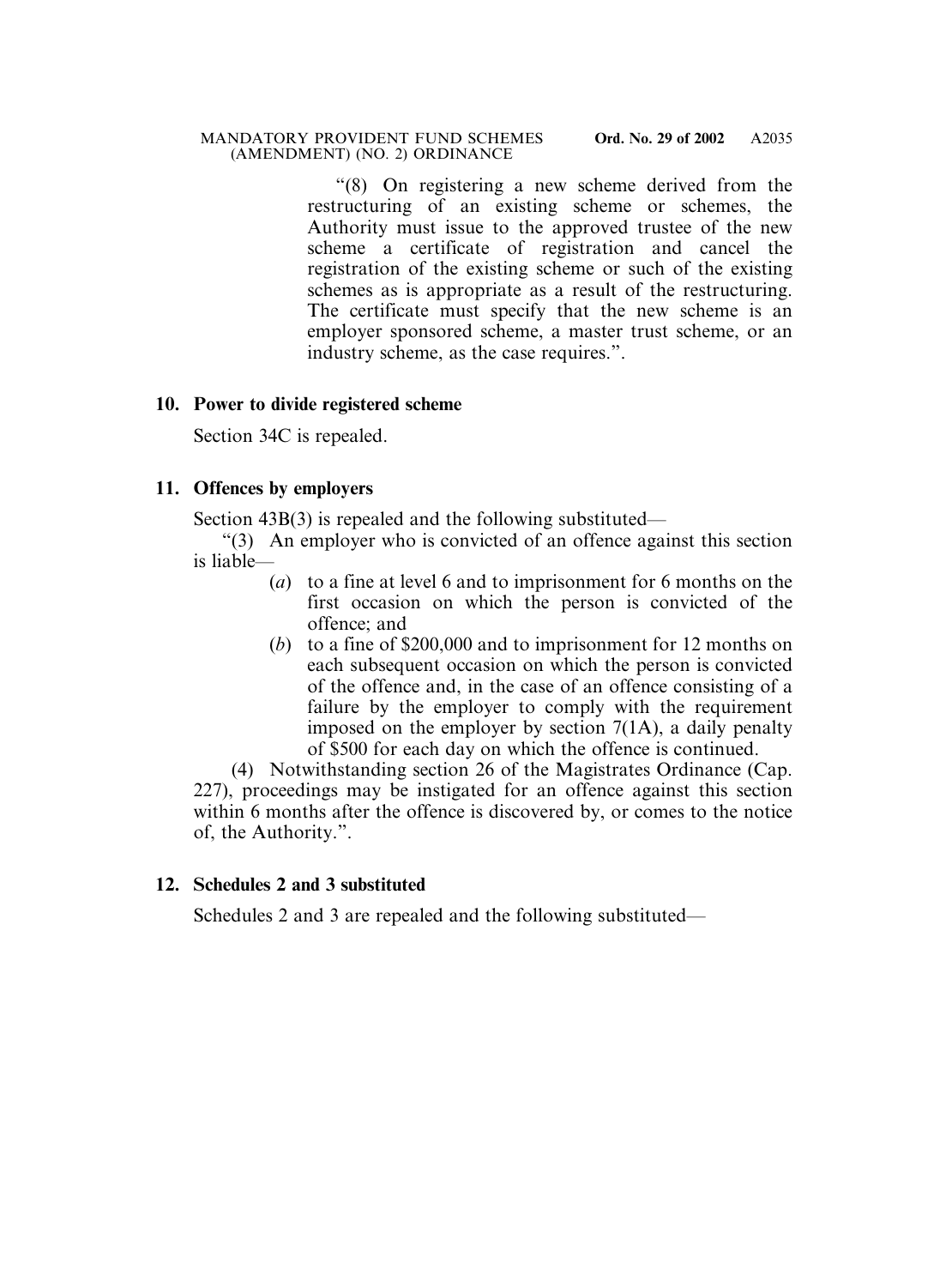"(8) On registering a new scheme derived from the restructuring of an existing scheme or schemes, the Authority must issue to the approved trustee of the new scheme a certificate of registration and cancel the registration of the existing scheme or such of the existing schemes as is appropriate as a result of the restructuring. The certificate must specify that the new scheme is an employer sponsored scheme, a master trust scheme, or an industry scheme, as the case requires.".

**10. Power to divide registered scheme**

Section 34C is repealed.

**11. Offences by employers**

Section 43B(3) is repealed and the following substituted—

"(3) An employer who is convicted of an offence against this section is liable—

(*a*) to a fine at level 6 and to imprisonment for 6 months on the first occasion on which the person is convicted of the offence; and

(*b*) to a fine of $200,000 and to imprisonment for 12 months on each subsequent occasion on which the person is convicted of the offence and, in the case of an offence consisting of a failure by the employer to comply with the requirement imposed on the employer by section 7(1A), a daily penalty of $500 for each day on which the offence is continued.

(4) Notwithstanding section 26 of the Magistrates Ordinance (Cap. 227), proceedings may be instigated for an offence against this section within 6 months after the offence is discovered by, or comes to the notice of, the Authority.".

**12. Schedules 2 and 3 substituted**

Schedules 2 and 3 are repealed and the following substituted—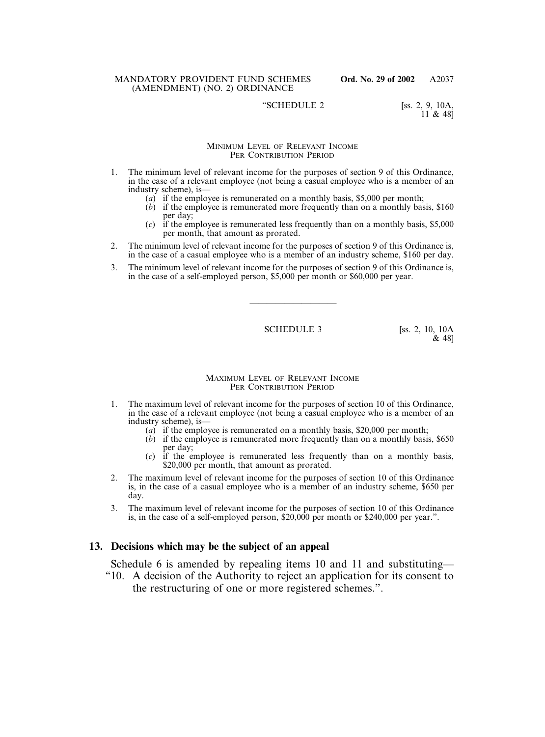"SCHEDULE 2 [ss. 2, 9, 10A, 11 & 48]

MINIMUM LEVEL OF RELEVANT INCOME PER CONTRIBUTION PERIOD

1. The minimum level of relevant income for the purposes of section 9 of this Ordinance, in the case of a relevant employee (not being a casual employee who is a member of an industry scheme), is—
   (*a*) if the employee is remunerated on a monthly basis, $5,000 per month;
   (*b*) if the employee is remunerated more frequently than on a monthly basis, $160 per day;
   (*c*) if the employee is remunerated less frequently than on a monthly basis, $5,000 per month, that amount as prorated.
2. The minimum level of relevant income for the purposes of section 9 of this Ordinance is, in the case of a casual employee who is a member of an industry scheme, $160 per day.
3. The minimum level of relevant income for the purposes of section 9 of this Ordinance is, in the case of a self-employed person, $5,000 per month or $60,000 per year.

---

SCHEDULE 3 [ss. 2, 10, 10A & 48]

MAXIMUM LEVEL OF RELEVANT INCOME PER CONTRIBUTION PERIOD

1. The maximum level of relevant income for the purposes of section 10 of this Ordinance, in the case of a relevant employee (not being a casual employee who is a member of an industry scheme), is—
   (*a*) if the employee is remunerated on a monthly basis, $20,000 per month;
   (*b*) if the employee is remunerated more frequently than on a monthly basis, $650 per day;
   (*c*) if the employee is remunerated less frequently than on a monthly basis, $20,000 per month, that amount as prorated.
2. The maximum level of relevant income for the purposes of section 10 of this Ordinance is, in the case of a casual employee who is a member of an industry scheme, $650 per day.
3. The maximum level of relevant income for the purposes of section 10 of this Ordinance is, in the case of a self-employed person, $20,000 per month or $240,000 per year.".

## 13. Decisions which may be the subject of an appeal

Schedule 6 is amended by repealing items 10 and 11 and substituting—

"10. A decision of the Authority to reject an application for its consent to the restructuring of one or more registered schemes.".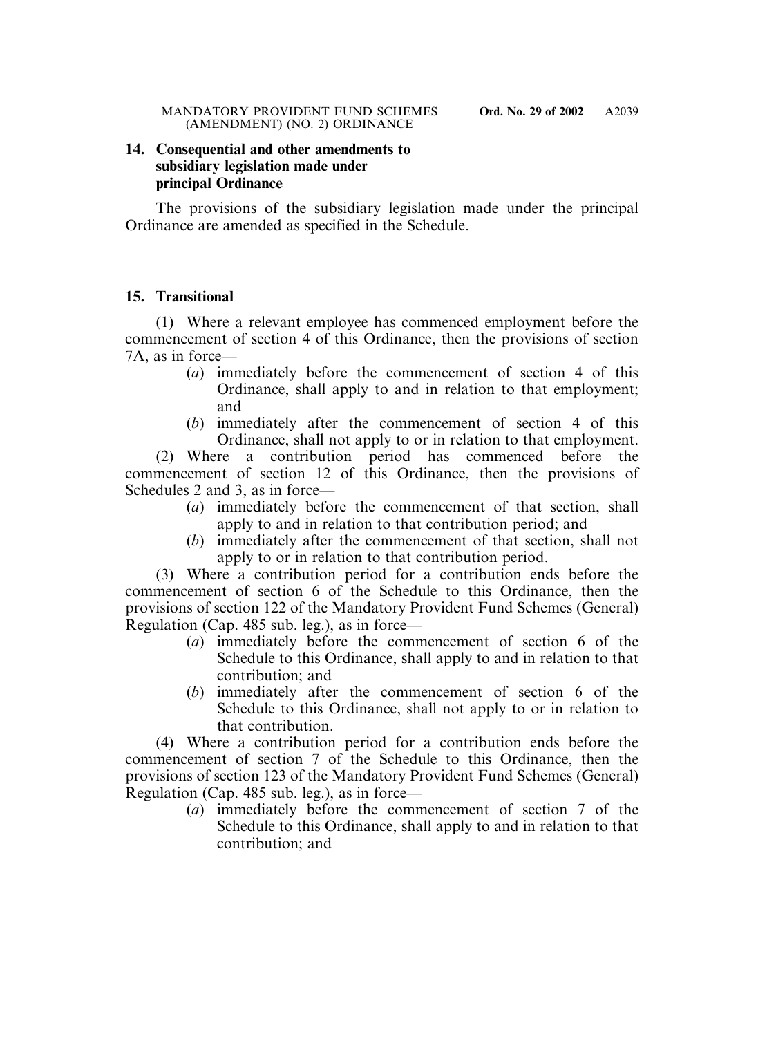### 14. Consequential and other amendments to subsidiary legislation made under principal Ordinance

The provisions of the subsidiary legislation made under the principal Ordinance are amended as specified in the Schedule.

### 15. Transitional

(1) Where a relevant employee has commenced employment before the commencement of section 4 of this Ordinance, then the provisions of section 7A, as in force—

- (*a*) immediately before the commencement of section 4 of this Ordinance, shall apply to and in relation to that employment; and
- (*b*) immediately after the commencement of section 4 of this Ordinance, shall not apply to or in relation to that employment.

(2) Where a contribution period has commenced before the commencement of section 12 of this Ordinance, then the provisions of Schedules 2 and 3, as in force—

- (*a*) immediately before the commencement of that section, shall apply to and in relation to that contribution period; and
- (*b*) immediately after the commencement of that section, shall not apply to or in relation to that contribution period.

(3) Where a contribution period for a contribution ends before the commencement of section 6 of the Schedule to this Ordinance, then the provisions of section 122 of the Mandatory Provident Fund Schemes (General) Regulation (Cap. 485 sub. leg.), as in force—

- (*a*) immediately before the commencement of section 6 of the Schedule to this Ordinance, shall apply to and in relation to that contribution; and
- (*b*) immediately after the commencement of section 6 of the Schedule to this Ordinance, shall not apply to or in relation to that contribution.

(4) Where a contribution period for a contribution ends before the commencement of section 7 of the Schedule to this Ordinance, then the provisions of section 123 of the Mandatory Provident Fund Schemes (General) Regulation (Cap. 485 sub. leg.), as in force—

- (*a*) immediately before the commencement of section 7 of the Schedule to this Ordinance, shall apply to and in relation to that contribution; and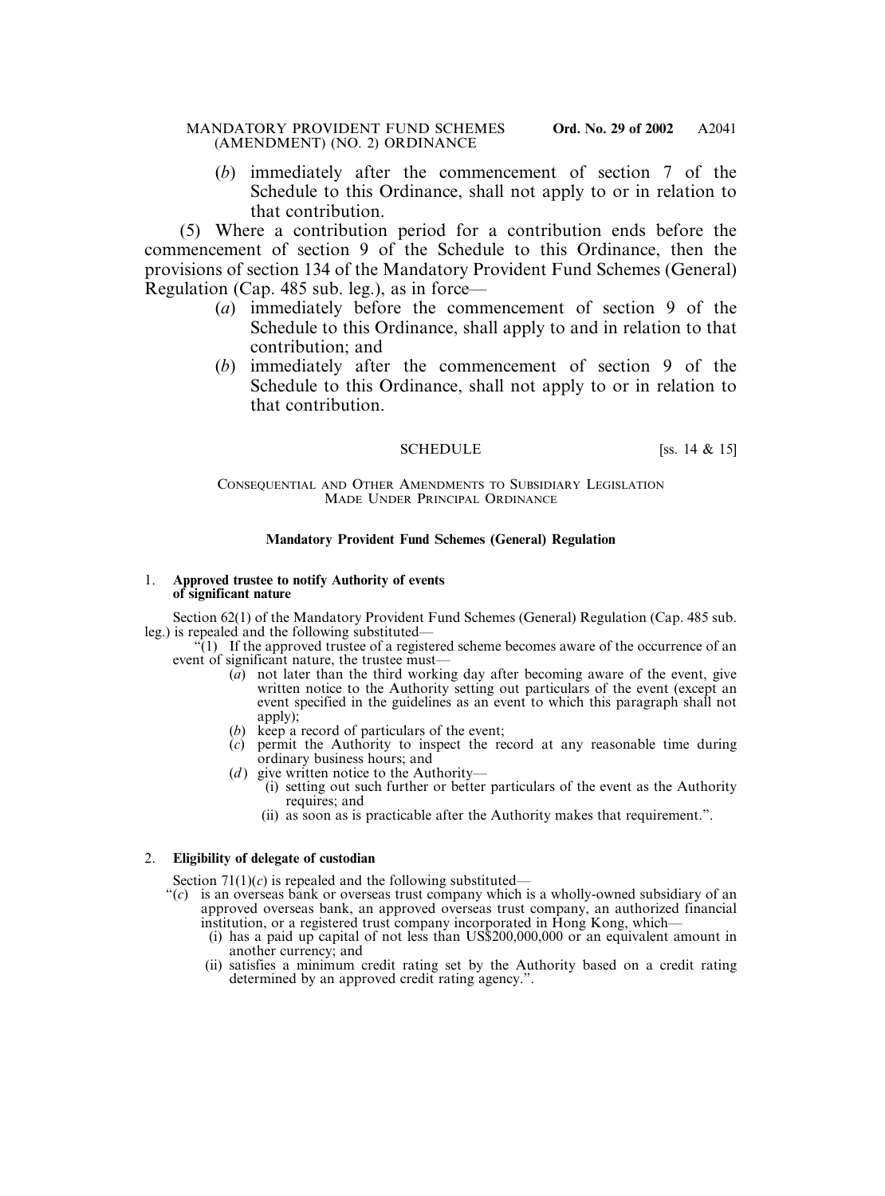(*b*) immediately after the commencement of section 7 of the Schedule to this Ordinance, shall not apply to or in relation to that contribution.

(5) Where a contribution period for a contribution ends before the commencement of section 9 of the Schedule to this Ordinance, then the provisions of section 134 of the Mandatory Provident Fund Schemes (General) Regulation (Cap. 485 sub. leg.), as in force—

(*a*) immediately before the commencement of section 9 of the Schedule to this Ordinance, shall apply to and in relation to that contribution; and

(*b*) immediately after the commencement of section 9 of the Schedule to this Ordinance, shall not apply to or in relation to that contribution.

## SCHEDULE [ss. 14 & 15]

### CONSEQUENTIAL AND OTHER AMENDMENTS TO SUBSIDIARY LEGISLATION MADE UNDER PRINCIPAL ORDINANCE

**Mandatory Provident Fund Schemes (General) Regulation**

1. **Approved trustee to notify Authority of events of significant nature**

Section 62(1) of the Mandatory Provident Fund Schemes (General) Regulation (Cap. 485 sub. leg.) is repealed and the following substituted—

"(1) If the approved trustee of a registered scheme becomes aware of the occurrence of an event of significant nature, the trustee must—

(*a*) not later than the third working day after becoming aware of the event, give written notice to the Authority setting out particulars of the event (except an event specified in the guidelines as an event to which this paragraph shall not apply);

(*b*) keep a record of particulars of the event;

(*c*) permit the Authority to inspect the record at any reasonable time during ordinary business hours; and

(*d*) give written notice to the Authority—

(i) setting out such further or better particulars of the event as the Authority requires; and

(ii) as soon as is practicable after the Authority makes that requirement.".

2. **Eligibility of delegate of custodian**

Section 71(1)(*c*) is repealed and the following substituted—

"(*c*) is an overseas bank or overseas trust company which is a wholly-owned subsidiary of an approved overseas bank, an approved overseas trust company, an authorized financial institution, or a registered trust company incorporated in Hong Kong, which—

(i) has a paid up capital of not less than US$200,000,000 or an equivalent amount in another currency; and

(ii) satisfies a minimum credit rating set by the Authority based on a credit rating determined by an approved credit rating agency.".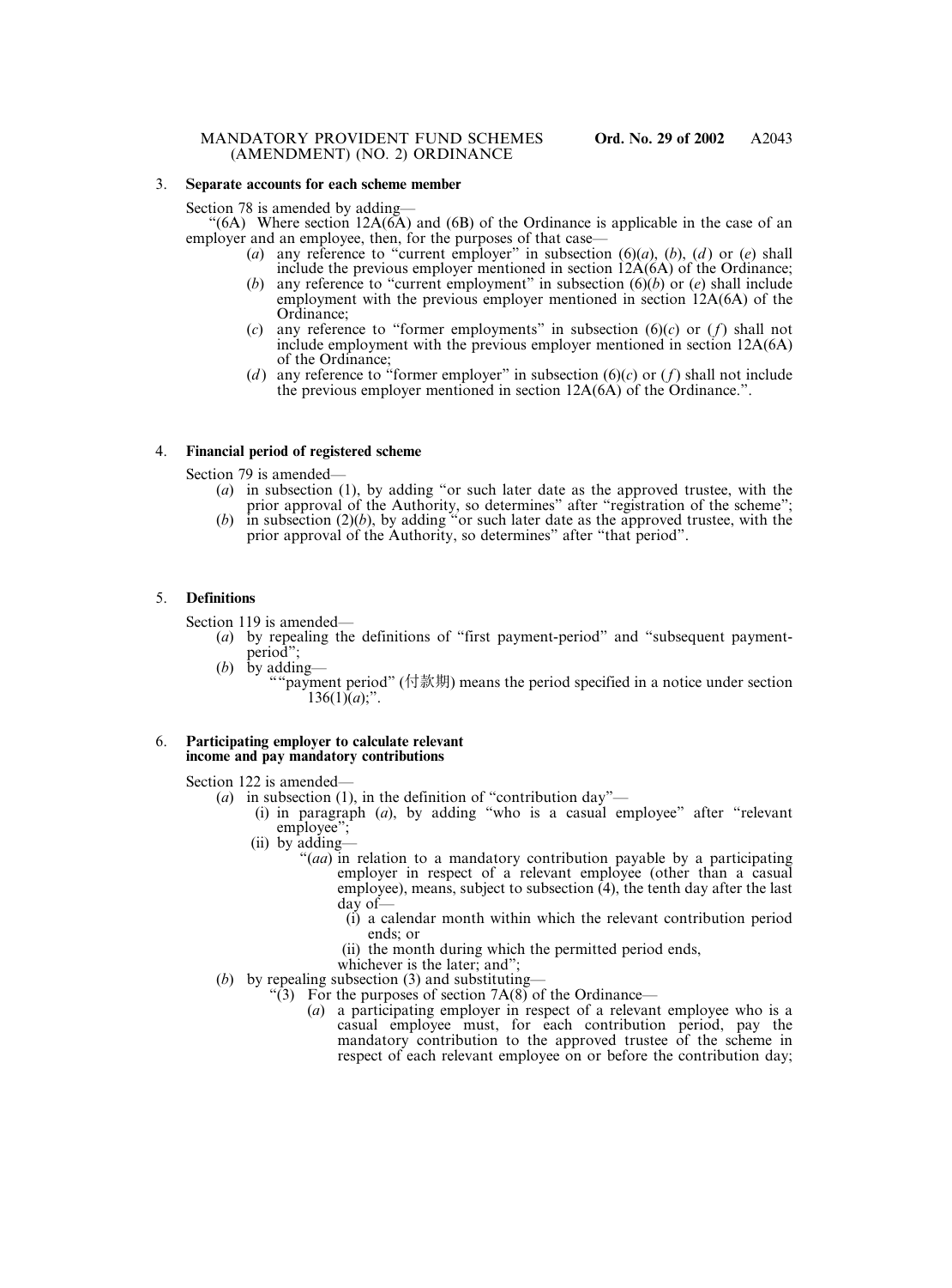3. **Separate accounts for each scheme member**

Section 78 is amended by adding—

"(6A) Where section 12A(6A) and (6B) of the Ordinance is applicable in the case of an employer and an employee, then, for the purposes of that case—

- (*a*) any reference to "current employer" in subsection (6)(*a*), (*b*), (*d*) or (*e*) shall include the previous employer mentioned in section 12A(6A) of the Ordinance;
- (*b*) any reference to "current employment" in subsection (6)(*b*) or (*e*) shall include employment with the previous employer mentioned in section 12A(6A) of the Ordinance;
- (*c*) any reference to "former employments" in subsection (6)(*c*) or (*f*) shall not include employment with the previous employer mentioned in section 12A(6A) of the Ordinance;
- (*d*) any reference to "former employer" in subsection (6)(*c*) or (*f*) shall not include the previous employer mentioned in section 12A(6A) of the Ordinance.".

4. **Financial period of registered scheme**

Section 79 is amended—

- (*a*) in subsection (1), by adding "or such later date as the approved trustee, with the prior approval of the Authority, so determines" after "registration of the scheme";
- (*b*) in subsection (2)(*b*), by adding "or such later date as the approved trustee, with the prior approval of the Authority, so determines" after "that period".

5. **Definitions**

Section 119 is amended—

- (*a*) by repealing the definitions of "first payment-period" and "subsequent payment-period";
- (*b*) by adding—

  ""payment period" (付款期) means the period specified in a notice under section 136(1)(*a*);".

6. **Participating employer to calculate relevant income and pay mandatory contributions**

Section 122 is amended—

- (*a*) in subsection (1), in the definition of "contribution day"—
  - (i) in paragraph (*a*), by adding "who is a casual employee" after "relevant employee";
  - (ii) by adding—

    "(*aa*) in relation to a mandatory contribution payable by a participating employer in respect of a relevant employee (other than a casual employee), means, subject to subsection (4), the tenth day after the last day of—
    - (i) a calendar month within which the relevant contribution period ends; or
    - (ii) the month during which the permitted period ends,

    whichever is the later; and";
- (*b*) by repealing subsection (3) and substituting—

  "(3) For the purposes of section 7A(8) of the Ordinance—
  - (*a*) a participating employer in respect of a relevant employee who is a casual employee must, for each contribution period, pay the mandatory contribution to the approved trustee of the scheme in respect of each relevant employee on or before the contribution day;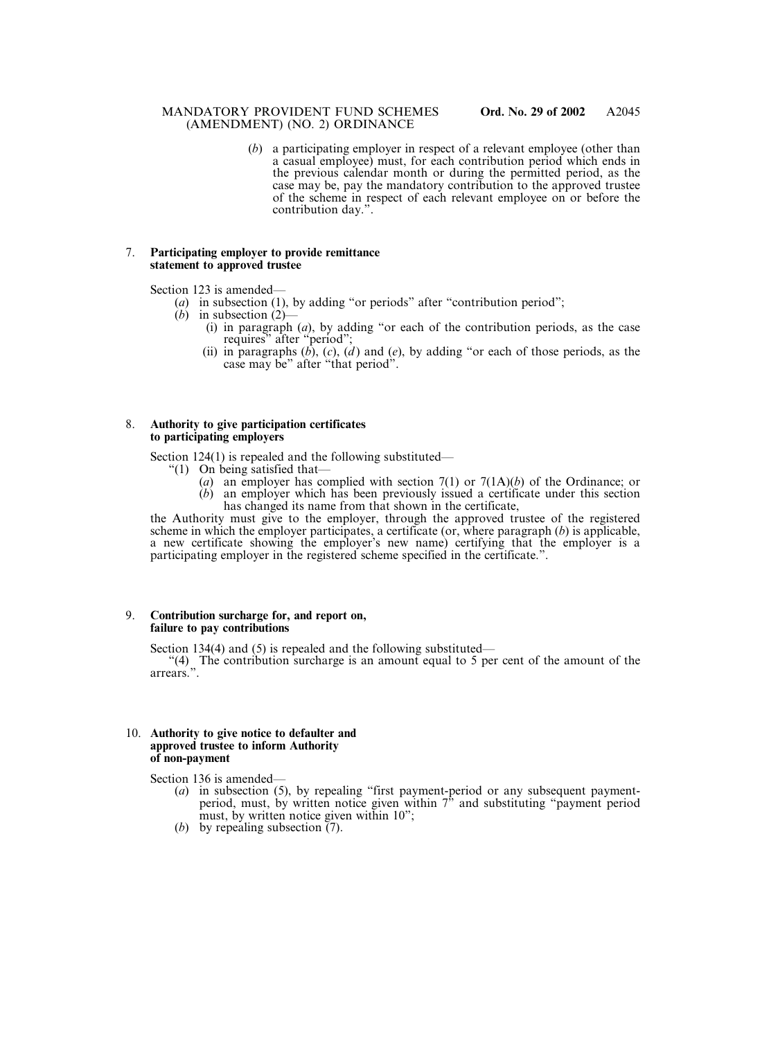(*b*) a participating employer in respect of a relevant employee (other than a casual employee) must, for each contribution period which ends in the previous calendar month or during the permitted period, as the case may be, pay the mandatory contribution to the approved trustee of the scheme in respect of each relevant employee on or before the contribution day.".

7. **Participating employer to provide remittance statement to approved trustee**

Section 123 is amended—

(*a*) in subsection (1), by adding "or periods" after "contribution period";

(*b*) in subsection (2)—

(i) in paragraph (*a*), by adding "or each of the contribution periods, as the case requires" after "period";

(ii) in paragraphs (*b*), (*c*), (*d*) and (*e*), by adding "or each of those periods, as the case may be" after "that period".

8. **Authority to give participation certificates to participating employers**

Section 124(1) is repealed and the following substituted—

"(1) On being satisfied that—

(*a*) an employer has complied with section 7(1) or 7(1A)(*b*) of the Ordinance; or

(*b*) an employer which has been previously issued a certificate under this section has changed its name from that shown in the certificate,

the Authority must give to the employer, through the approved trustee of the registered scheme in which the employer participates, a certificate (or, where paragraph (*b*) is applicable, a new certificate showing the employer's new name) certifying that the employer is a participating employer in the registered scheme specified in the certificate.".

9. **Contribution surcharge for, and report on, failure to pay contributions**

Section 134(4) and (5) is repealed and the following substituted—

"(4) The contribution surcharge is an amount equal to 5 per cent of the amount of the arrears.".

10. **Authority to give notice to defaulter and approved trustee to inform Authority of non-payment**

Section 136 is amended—

(*a*) in subsection (5), by repealing "first payment-period or any subsequent payment-period, must, by written notice given within 7" and substituting "payment period must, by written notice given within 10";

(*b*) by repealing subsection (7).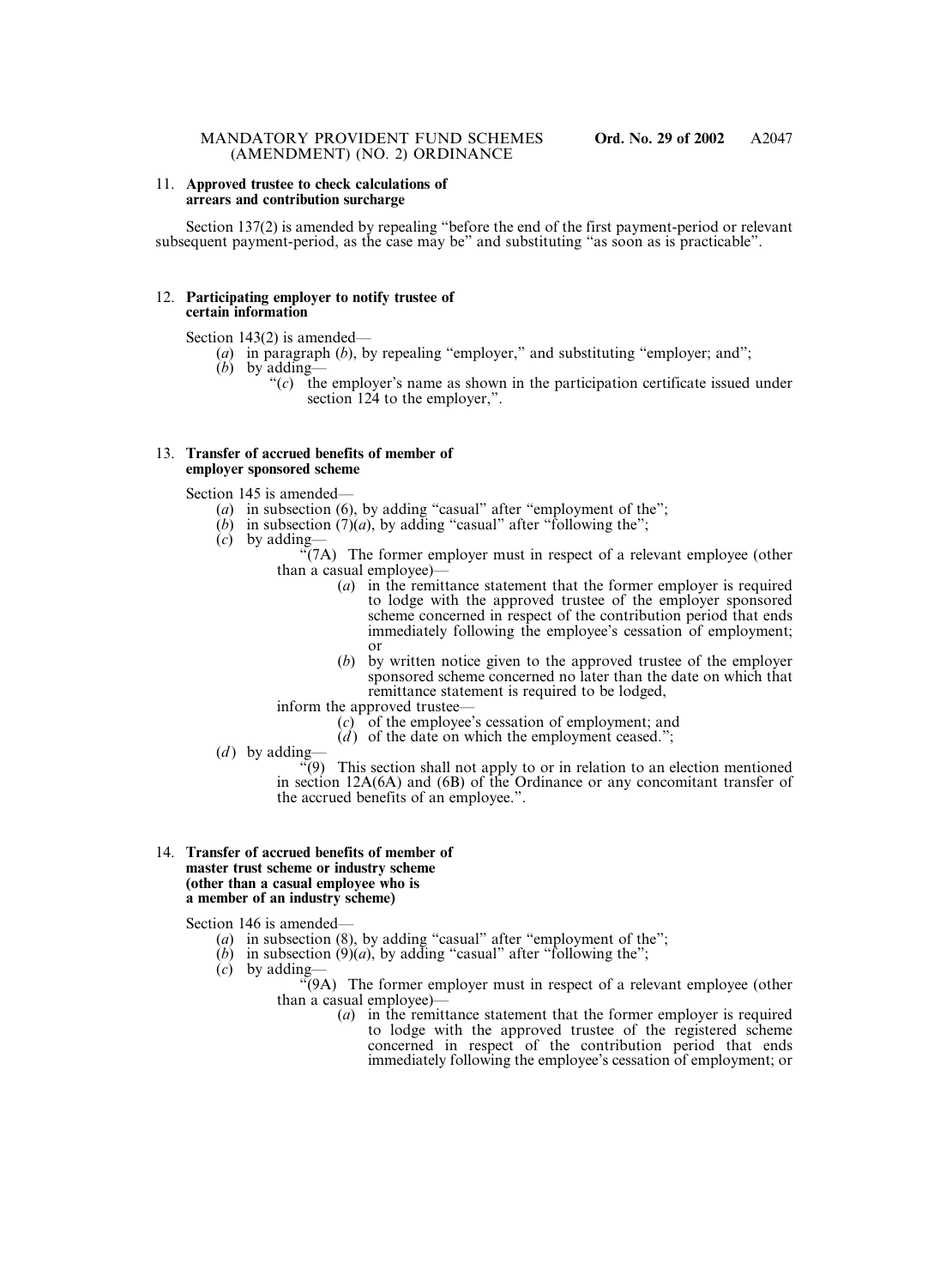### 11. **Approved trustee to check calculations of arrears and contribution surcharge**

Section 137(2) is amended by repealing "before the end of the first payment-period or relevant subsequent payment-period, as the case may be" and substituting "as soon as is practicable".

### 12. **Participating employer to notify trustee of certain information**

Section 143(2) is amended—

- (*a*) in paragraph (*b*), by repealing "employer," and substituting "employer; and";
- (*b*) by adding—
  - "(*c*) the employer's name as shown in the participation certificate issued under section 124 to the employer,".

### 13. **Transfer of accrued benefits of member of employer sponsored scheme**

Section 145 is amended—

- (*a*) in subsection (6), by adding "casual" after "employment of the";
- (*b*) in subsection (7)(*a*), by adding "casual" after "following the";
- (*c*) by adding—

  "(7A) The former employer must in respect of a relevant employee (other than a casual employee)—

  - (*a*) in the remittance statement that the former employer is required to lodge with the approved trustee of the employer sponsored scheme concerned in respect of the contribution period that ends immediately following the employee's cessation of employment; or
  - (*b*) by written notice given to the approved trustee of the employer sponsored scheme concerned no later than the date on which that remittance statement is required to be lodged,

  inform the approved trustee—

  - (*c*) of the employee's cessation of employment; and
  - (*d*) of the date on which the employment ceased.";
- (*d*) by adding—

  "(9) This section shall not apply to or in relation to an election mentioned in section 12A(6A) and (6B) of the Ordinance or any concomitant transfer of the accrued benefits of an employee.".

### 14. **Transfer of accrued benefits of member of master trust scheme or industry scheme (other than a casual employee who is a member of an industry scheme)**

Section 146 is amended—

- (*a*) in subsection (8), by adding "casual" after "employment of the";
- (*b*) in subsection (9)(*a*), by adding "casual" after "following the";
- (*c*) by adding—

  "(9A) The former employer must in respect of a relevant employee (other than a casual employee)—

  - (*a*) in the remittance statement that the former employer is required to lodge with the approved trustee of the registered scheme concerned in respect of the contribution period that ends immediately following the employee's cessation of employment; or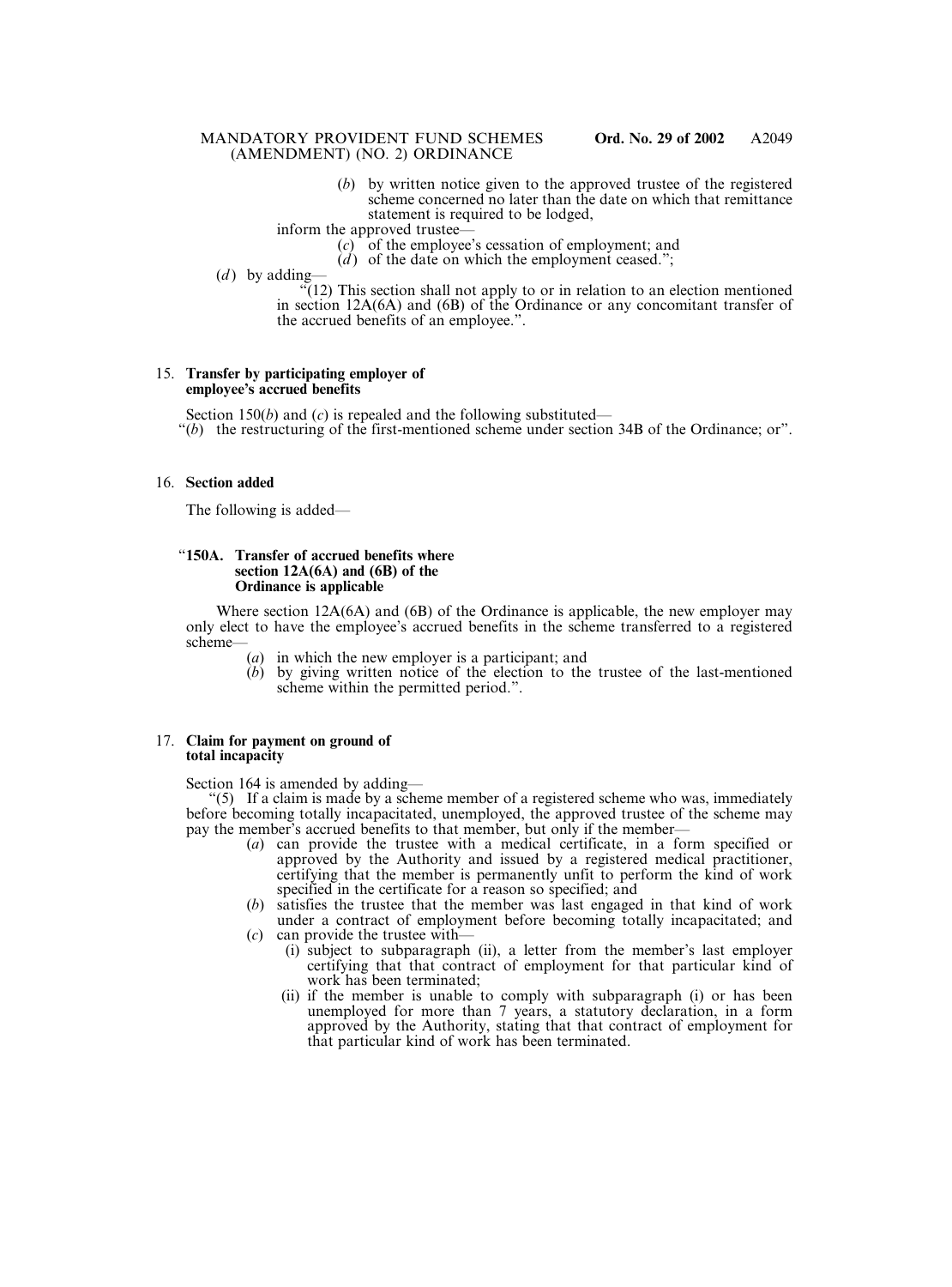(*b*) by written notice given to the approved trustee of the registered scheme concerned no later than the date on which that remittance statement is required to be lodged,

inform the approved trustee—

(*c*) of the employee's cessation of employment; and

(*d*) of the date on which the employment ceased.";

(*d*) by adding—

"(12) This section shall not apply to or in relation to an election mentioned in section 12A(6A) and (6B) of the Ordinance or any concomitant transfer of the accrued benefits of an employee.".

15. **Transfer by participating employer of employee's accrued benefits**

Section 150(*b*) and (*c*) is repealed and the following substituted—

"(*b*) the restructuring of the first-mentioned scheme under section 34B of the Ordinance; or".

16. **Section added**

The following is added—

"**150A. Transfer of accrued benefits where section 12A(6A) and (6B) of the Ordinance is applicable**

Where section 12A(6A) and (6B) of the Ordinance is applicable, the new employer may only elect to have the employee's accrued benefits in the scheme transferred to a registered scheme—

(*a*) in which the new employer is a participant; and

(*b*) by giving written notice of the election to the trustee of the last-mentioned scheme within the permitted period.".

17. **Claim for payment on ground of total incapacity**

Section 164 is amended by adding—

"(5) If a claim is made by a scheme member of a registered scheme who was, immediately before becoming totally incapacitated, unemployed, the approved trustee of the scheme may pay the member's accrued benefits to that member, but only if the member—

(*a*) can provide the trustee with a medical certificate, in a form specified or approved by the Authority and issued by a registered medical practitioner, certifying that the member is permanently unfit to perform the kind of work specified in the certificate for a reason so specified; and

(*b*) satisfies the trustee that the member was last engaged in that kind of work under a contract of employment before becoming totally incapacitated; and

(*c*) can provide the trustee with—

(i) subject to subparagraph (ii), a letter from the member's last employer certifying that that contract of employment for that particular kind of work has been terminated;

(ii) if the member is unable to comply with subparagraph (i) or has been unemployed for more than 7 years, a statutory declaration, in a form approved by the Authority, stating that that contract of employment for that particular kind of work has been terminated.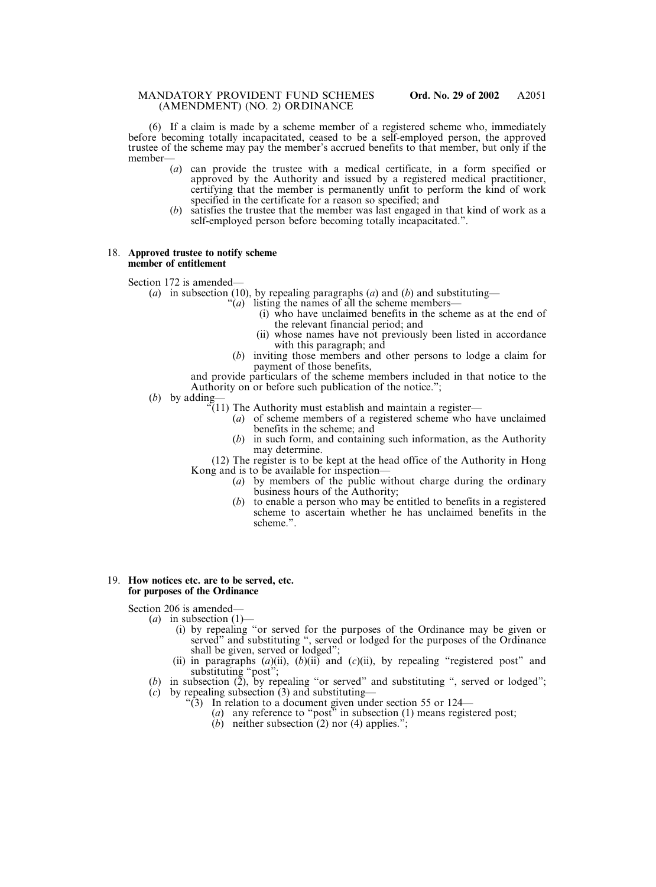(6) If a claim is made by a scheme member of a registered scheme who, immediately before becoming totally incapacitated, ceased to be a self-employed person, the approved trustee of the scheme may pay the member's accrued benefits to that member, but only if the member—

(*a*) can provide the trustee with a medical certificate, in a form specified or approved by the Authority and issued by a registered medical practitioner, certifying that the member is permanently unfit to perform the kind of work specified in the certificate for a reason so specified; and

(*b*) satisfies the trustee that the member was last engaged in that kind of work as a self-employed person before becoming totally incapacitated.".

18. **Approved trustee to notify scheme member of entitlement**

Section 172 is amended—

(*a*) in subsection (10), by repealing paragraphs (*a*) and (*b*) and substituting—

"(*a*) listing the names of all the scheme members—

(i) who have unclaimed benefits in the scheme as at the end of the relevant financial period; and

(ii) whose names have not previously been listed in accordance with this paragraph; and

(*b*) inviting those members and other persons to lodge a claim for payment of those benefits,

and provide particulars of the scheme members included in that notice to the Authority on or before such publication of the notice.";

(*b*) by adding—

"(11) The Authority must establish and maintain a register—

(*a*) of scheme members of a registered scheme who have unclaimed benefits in the scheme; and

(*b*) in such form, and containing such information, as the Authority may determine.

(12) The register is to be kept at the head office of the Authority in Hong Kong and is to be available for inspection—

(*a*) by members of the public without charge during the ordinary business hours of the Authority;

(*b*) to enable a person who may be entitled to benefits in a registered scheme to ascertain whether he has unclaimed benefits in the scheme.".

19. **How notices etc. are to be served, etc. for purposes of the Ordinance**

Section 206 is amended—

(*a*) in subsection (1)—

(i) by repealing "or served for the purposes of the Ordinance may be given or served" and substituting ", served or lodged for the purposes of the Ordinance shall be given, served or lodged";

(ii) in paragraphs (*a*)(ii), (*b*)(ii) and (*c*)(ii), by repealing "registered post" and substituting "post";

(*b*) in subsection (2), by repealing "or served" and substituting ", served or lodged";

(*c*) by repealing subsection (3) and substituting—

"(3) In relation to a document given under section 55 or 124—

(*a*) any reference to "post" in subsection (1) means registered post;

(*b*) neither subsection (2) nor (4) applies.";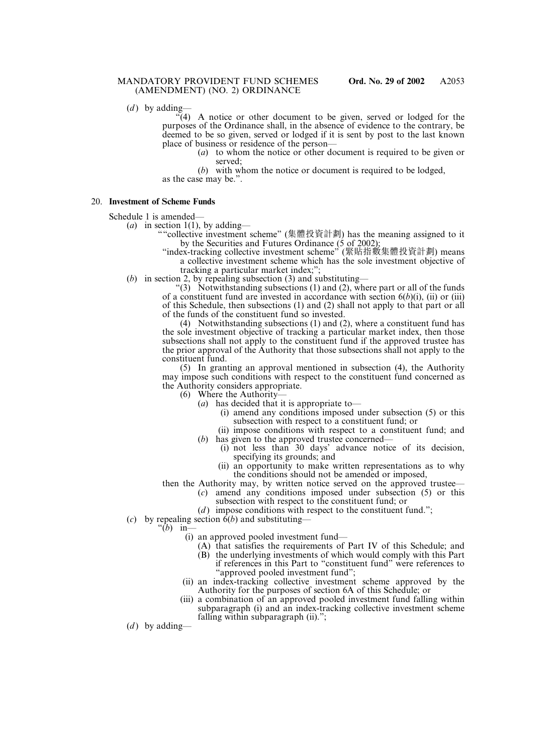(*d*) by adding—

"(4) A notice or other document to be given, served or lodged for the purposes of the Ordinance shall, in the absence of evidence to the contrary, be deemed to be so given, served or lodged if it is sent by post to the last known place of business or residence of the person—

(*a*) to whom the notice or other document is required to be given or served;

(*b*) with whom the notice or document is required to be lodged,

as the case may be.".

### 20. Investment of Scheme Funds

Schedule 1 is amended—

(*a*) in section 1(1), by adding—

""collective investment scheme" (集體投資計劃) has the meaning assigned to it by the Securities and Futures Ordinance (5 of 2002);

"index-tracking collective investment scheme" (緊貼指數集體投資計劃) means a collective investment scheme which has the sole investment objective of tracking a particular market index;";

(*b*) in section 2, by repealing subsection (3) and substituting—

"(3) Notwithstanding subsections (1) and (2), where part or all of the funds of a constituent fund are invested in accordance with section 6(*b*)(i), (ii) or (iii) of this Schedule, then subsections (1) and (2) shall not apply to that part or all of the funds of the constituent fund so invested.

(4) Notwithstanding subsections (1) and (2), where a constituent fund has the sole investment objective of tracking a particular market index, then those subsections shall not apply to the constituent fund if the approved trustee has the prior approval of the Authority that those subsections shall not apply to the constituent fund.

(5) In granting an approval mentioned in subsection (4), the Authority may impose such conditions with respect to the constituent fund concerned as the Authority considers appropriate.

(6) Where the Authority—

(*a*) has decided that it is appropriate to—

(i) amend any conditions imposed under subsection (5) or this subsection with respect to a constituent fund; or

(ii) impose conditions with respect to a constituent fund; and

(*b*) has given to the approved trustee concerned—

(i) not less than 30 days' advance notice of its decision, specifying its grounds; and

(ii) an opportunity to make written representations as to why the conditions should not be amended or imposed,

then the Authority may, by written notice served on the approved trustee—

(*c*) amend any conditions imposed under subsection (5) or this subsection with respect to the constituent fund; or

(*d*) impose conditions with respect to the constituent fund.";

(*c*) by repealing section 6(*b*) and substituting—

"(*b*) in—

(i) an approved pooled investment fund—

(A) that satisfies the requirements of Part IV of this Schedule; and

(B) the underlying investments of which would comply with this Part if references in this Part to "constituent fund" were references to "approved pooled investment fund";

(ii) an index-tracking collective investment scheme approved by the Authority for the purposes of section 6A of this Schedule; or

(iii) a combination of an approved pooled investment fund falling within subparagraph (i) and an index-tracking collective investment scheme falling within subparagraph (ii).";

(*d*) by adding—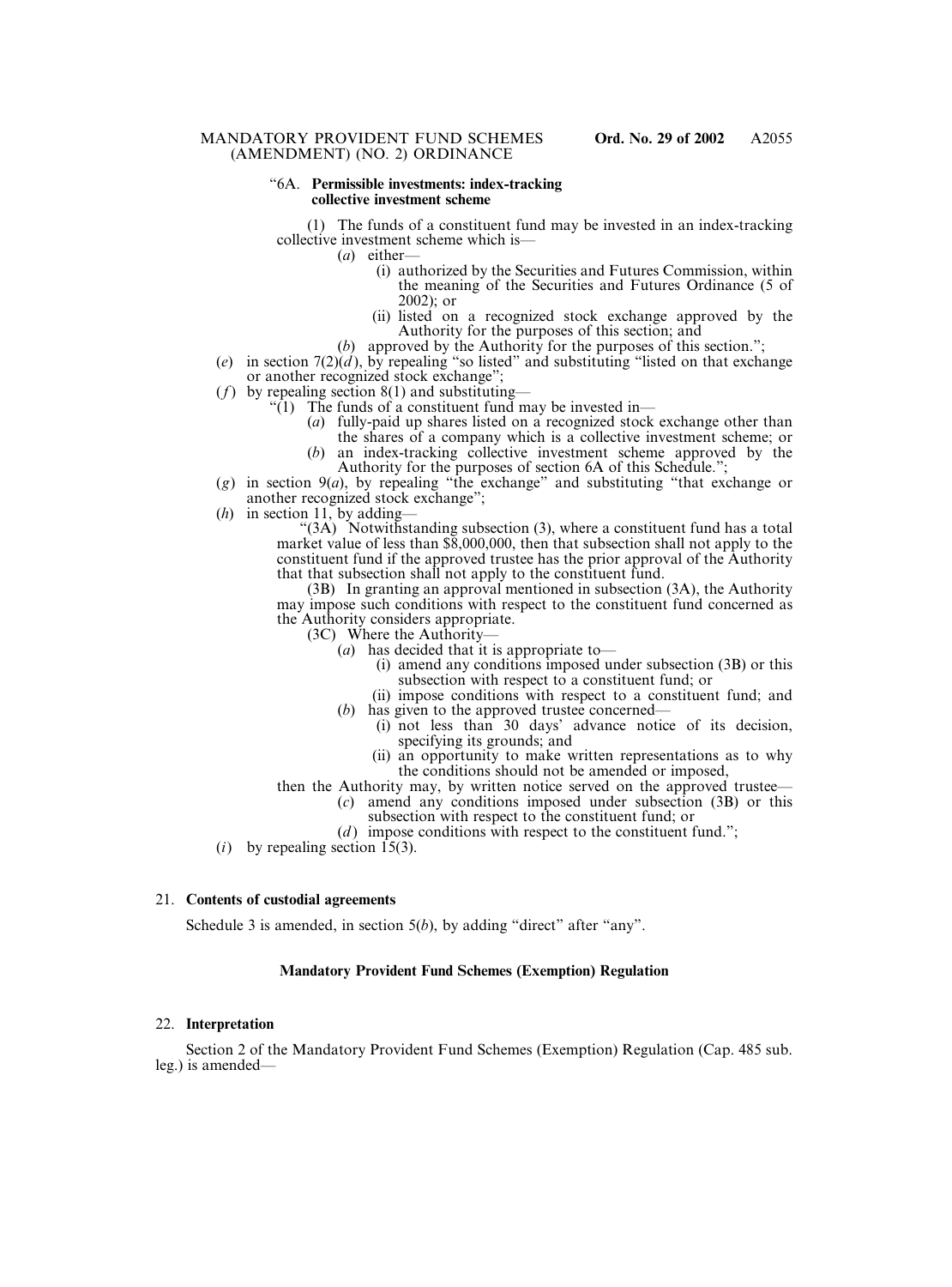"6A. **Permissible investments: index-tracking collective investment scheme**

(1) The funds of a constituent fund may be invested in an index-tracking collective investment scheme which is—

(*a*) either—

(i) authorized by the Securities and Futures Commission, within the meaning of the Securities and Futures Ordinance (5 of 2002); or

(ii) listed on a recognized stock exchange approved by the Authority for the purposes of this section; and

(*b*) approved by the Authority for the purposes of this section.";

(*e*) in section 7(2)(*d*), by repealing "so listed" and substituting "listed on that exchange or another recognized stock exchange";

(*f*) by repealing section 8(1) and substituting—

"(1) The funds of a constituent fund may be invested in—

(*a*) fully-paid up shares listed on a recognized stock exchange other than the shares of a company which is a collective investment scheme; or

(*b*) an index-tracking collective investment scheme approved by the Authority for the purposes of section 6A of this Schedule.";

(*g*) in section 9(*a*), by repealing "the exchange" and substituting "that exchange or another recognized stock exchange";

(*h*) in section 11, by adding—

"(3A) Notwithstanding subsection (3), where a constituent fund has a total market value of less than $8,000,000, then that subsection shall not apply to the constituent fund if the approved trustee has the prior approval of the Authority that that subsection shall not apply to the constituent fund.

(3B) In granting an approval mentioned in subsection (3A), the Authority may impose such conditions with respect to the constituent fund concerned as the Authority considers appropriate.

(3C) Where the Authority—

(*a*) has decided that it is appropriate to—

(i) amend any conditions imposed under subsection (3B) or this subsection with respect to a constituent fund; or

(ii) impose conditions with respect to a constituent fund; and

(*b*) has given to the approved trustee concerned—

(i) not less than 30 days' advance notice of its decision, specifying its grounds; and

(ii) an opportunity to make written representations as to why the conditions should not be amended or imposed,

then the Authority may, by written notice served on the approved trustee—

(*c*) amend any conditions imposed under subsection (3B) or this subsection with respect to the constituent fund; or

(*d*) impose conditions with respect to the constituent fund.";

(*i*) by repealing section 15(3).

21. **Contents of custodial agreements**

Schedule 3 is amended, in section 5(*b*), by adding "direct" after "any".

**Mandatory Provident Fund Schemes (Exemption) Regulation**

22. **Interpretation**

Section 2 of the Mandatory Provident Fund Schemes (Exemption) Regulation (Cap. 485 sub. leg.) is amended—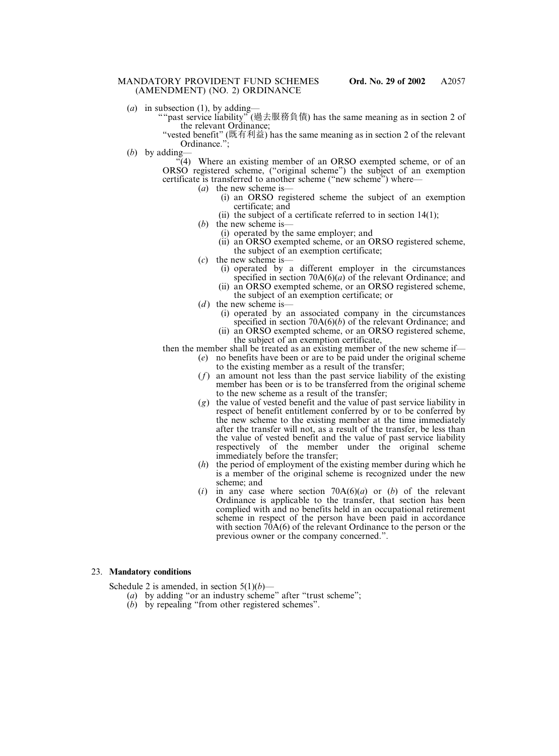(*a*) in subsection (1), by adding—

““past service liability” (過去服務負債) has the same meaning as in section 2 of the relevant Ordinance;

“vested benefit” (既有利益) has the same meaning as in section 2 of the relevant Ordinance.”;

(*b*) by adding—

“(4) Where an existing member of an ORSO exempted scheme, or of an ORSO registered scheme, (“original scheme”) the subject of an exemption certificate is transferred to another scheme (“new scheme”) where—

(*a*) the new scheme is—

(i) an ORSO registered scheme the subject of an exemption certificate; and

(ii) the subject of a certificate referred to in section 14(1);

(*b*) the new scheme is—

(i) operated by the same employer; and

(ii) an ORSO exempted scheme, or an ORSO registered scheme, the subject of an exemption certificate;

(*c*) the new scheme is—

(i) operated by a different employer in the circumstances specified in section 70A(6)(*a*) of the relevant Ordinance; and

(ii) an ORSO exempted scheme, or an ORSO registered scheme, the subject of an exemption certificate; or

(*d*) the new scheme is—

(i) operated by an associated company in the circumstances specified in section 70A(6)(*b*) of the relevant Ordinance; and

(ii) an ORSO exempted scheme, or an ORSO registered scheme, the subject of an exemption certificate,

then the member shall be treated as an existing member of the new scheme if—

(*e*) no benefits have been or are to be paid under the original scheme to the existing member as a result of the transfer;

(*f*) an amount not less than the past service liability of the existing member has been or is to be transferred from the original scheme to the new scheme as a result of the transfer;

(*g*) the value of vested benefit and the value of past service liability in respect of benefit entitlement conferred by or to be conferred by the new scheme to the existing member at the time immediately after the transfer will not, as a result of the transfer, be less than the value of vested benefit and the value of past service liability respectively of the member under the original scheme immediately before the transfer;

(*h*) the period of employment of the existing member during which he is a member of the original scheme is recognized under the new scheme; and

(*i*) in any case where section 70A(6)(*a*) or (*b*) of the relevant Ordinance is applicable to the transfer, that section has been complied with and no benefits held in an occupational retirement scheme in respect of the person have been paid in accordance with section 70A(6) of the relevant Ordinance to the person or the previous owner or the company concerned.”.

23. **Mandatory conditions**

Schedule 2 is amended, in section 5(1)(*b*)—

(*a*) by adding “or an industry scheme” after “trust scheme”;

(*b*) by repealing “from other registered schemes”.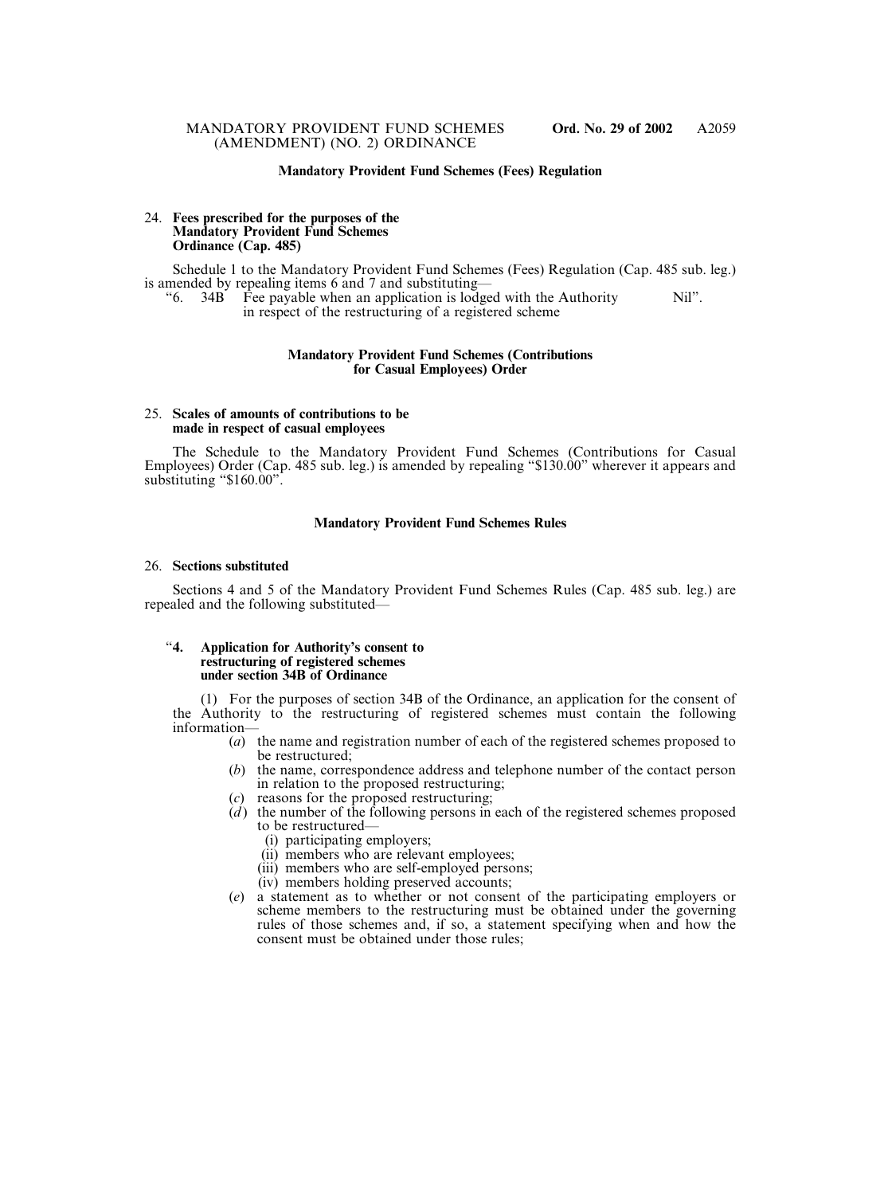**Mandatory Provident Fund Schemes (Fees) Regulation**

24. **Fees prescribed for the purposes of the Mandatory Provident Fund Schemes Ordinance (Cap. 485)**

Schedule 1 to the Mandatory Provident Fund Schemes (Fees) Regulation (Cap. 485 sub. leg.) is amended by repealing items 6 and 7 and substituting—

"6. 34B Fee payable when an application is lodged with the Authority in respect of the restructuring of a registered scheme Nil".

**Mandatory Provident Fund Schemes (Contributions for Casual Employees) Order**

25. **Scales of amounts of contributions to be made in respect of casual employees**

The Schedule to the Mandatory Provident Fund Schemes (Contributions for Casual Employees) Order (Cap. 485 sub. leg.) is amended by repealing "$130.00" wherever it appears and substituting "$160.00".

**Mandatory Provident Fund Schemes Rules**

26. **Sections substituted**

Sections 4 and 5 of the Mandatory Provident Fund Schemes Rules (Cap. 485 sub. leg.) are repealed and the following substituted—

"**4. Application for Authority's consent to restructuring of registered schemes under section 34B of Ordinance**

(1) For the purposes of section 34B of the Ordinance, an application for the consent of the Authority to the restructuring of registered schemes must contain the following information—

- (*a*) the name and registration number of each of the registered schemes proposed to be restructured;
- (*b*) the name, correspondence address and telephone number of the contact person in relation to the proposed restructuring;
- (*c*) reasons for the proposed restructuring;
- (*d*) the number of the following persons in each of the registered schemes proposed to be restructured—
  - (i) participating employers;
  - (ii) members who are relevant employees;
  - (iii) members who are self-employed persons;
  - (iv) members holding preserved accounts;
- (*e*) a statement as to whether or not consent of the participating employers or scheme members to the restructuring must be obtained under the governing rules of those schemes and, if so, a statement specifying when and how the consent must be obtained under those rules;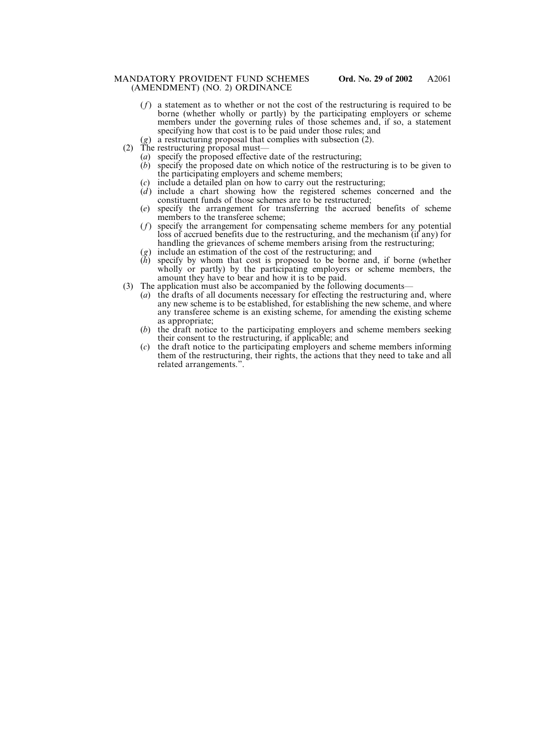(*f*) a statement as to whether or not the cost of the restructuring is required to be borne (whether wholly or partly) by the participating employers or scheme members under the governing rules of those schemes and, if so, a statement specifying how that cost is to be paid under those rules; and

(*g*) a restructuring proposal that complies with subsection (2).

(2) The restructuring proposal must—

(*a*) specify the proposed effective date of the restructuring;

(*b*) specify the proposed date on which notice of the restructuring is to be given to the participating employers and scheme members;

(*c*) include a detailed plan on how to carry out the restructuring;

(*d*) include a chart showing how the registered schemes concerned and the constituent funds of those schemes are to be restructured;

(*e*) specify the arrangement for transferring the accrued benefits of scheme members to the transferee scheme;

(*f*) specify the arrangement for compensating scheme members for any potential loss of accrued benefits due to the restructuring, and the mechanism (if any) for handling the grievances of scheme members arising from the restructuring;

(*g*) include an estimation of the cost of the restructuring; and

(*h*) specify by whom that cost is proposed to be borne and, if borne (whether wholly or partly) by the participating employers or scheme members, the amount they have to bear and how it is to be paid.

(3) The application must also be accompanied by the following documents—

(*a*) the drafts of all documents necessary for effecting the restructuring and, where any new scheme is to be established, for establishing the new scheme, and where any transferee scheme is an existing scheme, for amending the existing scheme as appropriate;

(*b*) the draft notice to the participating employers and scheme members seeking their consent to the restructuring, if applicable; and

(*c*) the draft notice to the participating employers and scheme members informing them of the restructuring, their rights, the actions that they need to take and all related arrangements.".